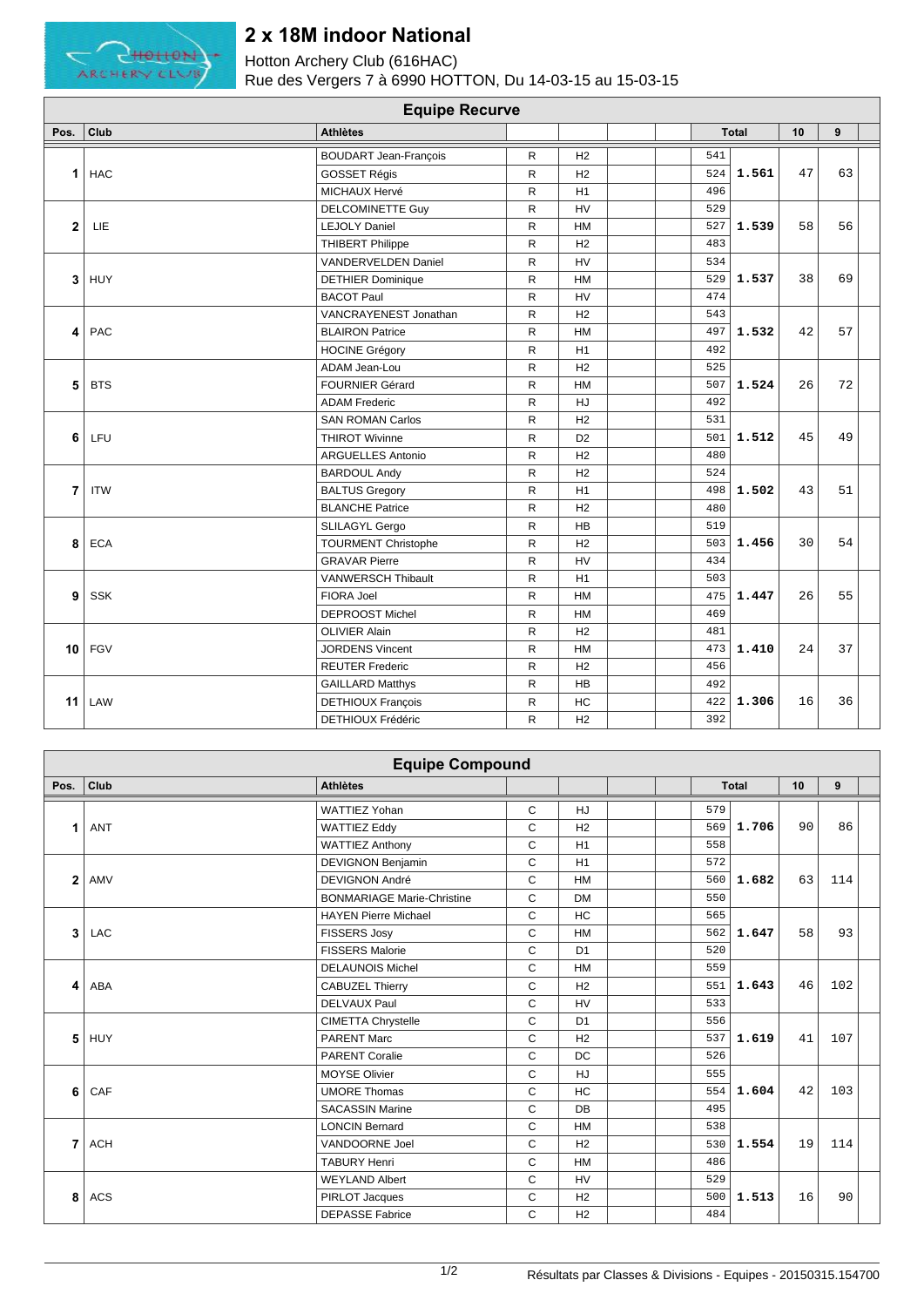# 2 x 18M indoor National

Hotton Archery Club (616HAC)
Rue des Vergers 7 à 6990 HOTTON, Du 14-03-15 au 15-03-15

## Equipe Recurve

| Pos. | Club | Athlètes | | | | | | Total | 10 | 9 |
|---|---|---|---|---|---|---|---|---|---|---|
| 1 | HAC | BOUDART Jean-François | R | H2 | | | 541 | 1.561 | 47 | 63 |
| | | GOSSET Régis | R | H2 | | | 524 | | | |
| | | MICHAUX Hervé | R | H1 | | | 496 | | | |
| 2 | LIE | DELCOMINETTE Guy | R | HV | | | 529 | 1.539 | 58 | 56 |
| | | LEJOLY Daniel | R | HM | | | 527 | | | |
| | | THIBERT Philippe | R | H2 | | | 483 | | | |
| 3 | HUY | VANDERVELDEN Daniel | R | HV | | | 534 | 1.537 | 38 | 69 |
| | | DETHIER Dominique | R | HM | | | 529 | | | |
| | | BACOT Paul | R | HV | | | 474 | | | |
| 4 | PAC | VANCRAYENEST Jonathan | R | H2 | | | 543 | 1.532 | 42 | 57 |
| | | BLAIRON Patrice | R | HM | | | 497 | | | |
| | | HOCINE Grégory | R | H1 | | | 492 | | | |
| 5 | BTS | ADAM Jean-Lou | R | H2 | | | 525 | 1.524 | 26 | 72 |
| | | FOURNIER Gérard | R | HM | | | 507 | | | |
| | | ADAM Frederic | R | HJ | | | 492 | | | |
| 6 | LFU | SAN ROMAN Carlos | R | H2 | | | 531 | 1.512 | 45 | 49 |
| | | THIROT Wivinne | R | D2 | | | 501 | | | |
| | | ARGUELLES Antonio | R | H2 | | | 480 | | | |
| 7 | ITW | BARDOUL Andy | R | H2 | | | 524 | 1.502 | 43 | 51 |
| | | BALTUS Gregory | R | H1 | | | 498 | | | |
| | | BLANCHE Patrice | R | H2 | | | 480 | | | |
| 8 | ECA | SLILAGYL Gergo | R | HB | | | 519 | 1.456 | 30 | 54 |
| | | TOURMENT Christophe | R | H2 | | | 503 | | | |
| | | GRAVAR Pierre | R | HV | | | 434 | | | |
| 9 | SSK | VANWERSCH Thibault | R | H1 | | | 503 | 1.447 | 26 | 55 |
| | | FIORA Joel | R | HM | | | 475 | | | |
| | | DEPROOST Michel | R | HM | | | 469 | | | |
| 10 | FGV | OLIVIER Alain | R | H2 | | | 481 | 1.410 | 24 | 37 |
| | | JORDENS Vincent | R | HM | | | 473 | | | |
| | | REUTER Frederic | R | H2 | | | 456 | | | |
| 11 | LAW | GAILLARD Matthys | R | HB | | | 492 | 1.306 | 16 | 36 |
| | | DETHIOUX François | R | HC | | | 422 | | | |
| | | DETHIOUX Frédéric | R | H2 | | | 392 | | | |

## Equipe Compound

| Pos. | Club | Athlètes | | | | | | Total | 10 | 9 |
|---|---|---|---|---|---|---|---|---|---|---|
| 1 | ANT | WATTIEZ Yohan | C | HJ | | | 579 | 1.706 | 90 | 86 |
| | | WATTIEZ Eddy | C | H2 | | | 569 | | | |
| | | WATTIEZ Anthony | C | H1 | | | 558 | | | |
| 2 | AMV | DEVIGNON Benjamin | C | H1 | | | 572 | 1.682 | 63 | 114 |
| | | DEVIGNON André | C | HM | | | 560 | | | |
| | | BONMARIAGE Marie-Christine | C | DM | | | 550 | | | |
| 3 | LAC | HAYEN Pierre Michael | C | HC | | | 565 | 1.647 | 58 | 93 |
| | | FISSERS Josy | C | HM | | | 562 | | | |
| | | FISSERS Malorie | C | D1 | | | 520 | | | |
| 4 | ABA | DELAUNOIS Michel | C | HM | | | 559 | 1.643 | 46 | 102 |
| | | CABUZEL Thierry | C | H2 | | | 551 | | | |
| | | DELVAUX Paul | C | HV | | | 533 | | | |
| 5 | HUY | CIMETTA Chrystelle | C | D1 | | | 556 | 1.619 | 41 | 107 |
| | | PARENT Marc | C | H2 | | | 537 | | | |
| | | PARENT Coralie | C | DC | | | 526 | | | |
| 6 | CAF | MOYSE Olivier | C | HJ | | | 555 | 1.604 | 42 | 103 |
| | | UMORE Thomas | C | HC | | | 554 | | | |
| | | SACASSIN Marine | C | DB | | | 495 | | | |
| 7 | ACH | LONCIN Bernard | C | HM | | | 538 | 1.554 | 19 | 114 |
| | | VANDOORNE Joel | C | H2 | | | 530 | | | |
| | | TABURY Henri | C | HM | | | 486 | | | |
| 8 | ACS | WEYLAND Albert | C | HV | | | 529 | 1.513 | 16 | 90 |
| | | PIRLOT Jacques | C | H2 | | | 500 | | | |
| | | DEPASSE Fabrice | C | H2 | | | 484 | | | |

Résultats par Classes & Divisions - Equipes - 20150315.154700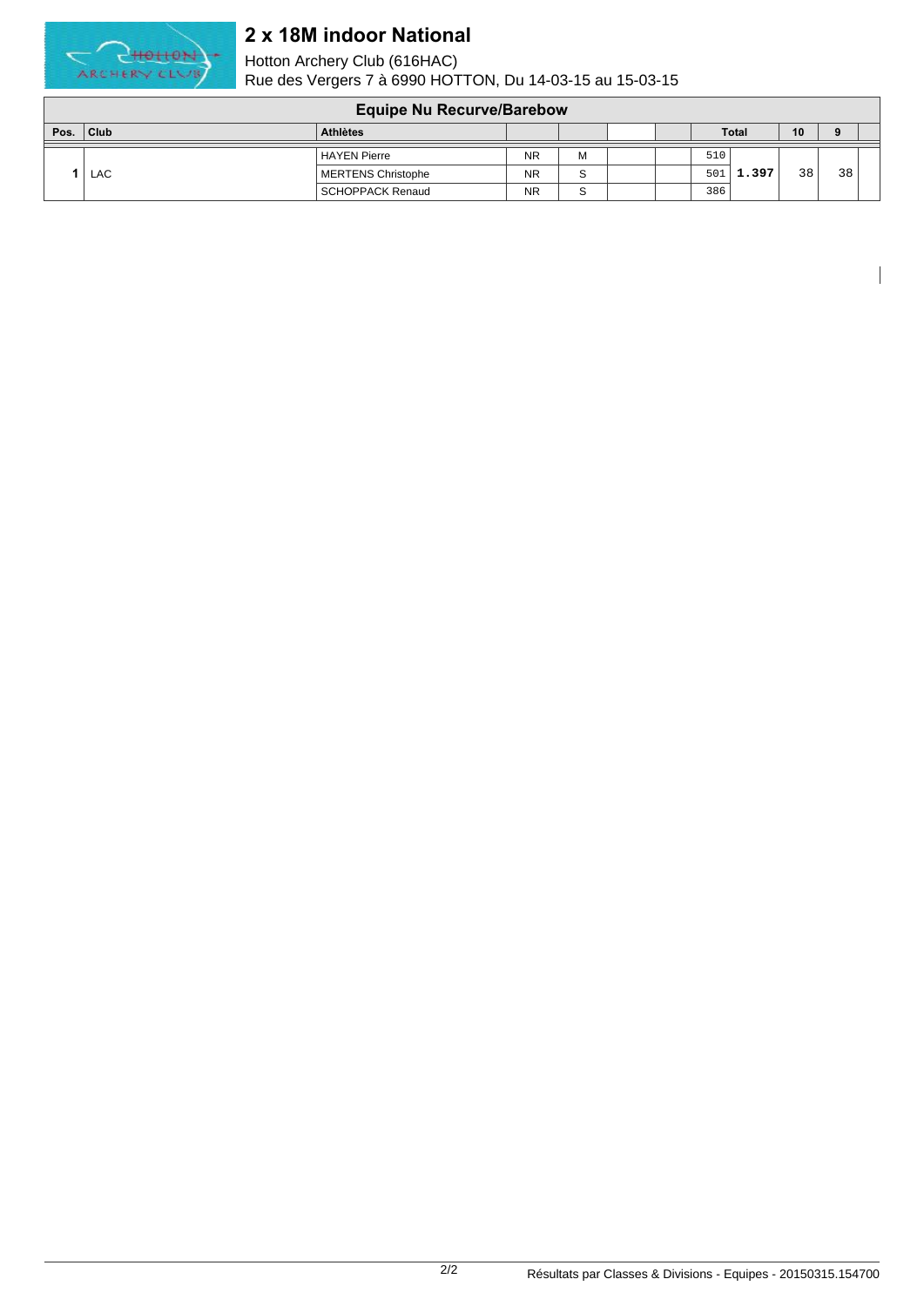# 2 x 18M indoor National

Hotton Archery Club (616HAC)

Rue des Vergers 7 à 6990 HOTTON, Du 14-03-15 au 15-03-15

## Equipe Nu Recurve/Barebow

| Pos. | Club | Athlètes | | | | | | Total | 10 | 9 | |
|---|---|---|---|---|---|---|---|---|---|---|---|
| 1 | LAC | HAYEN Pierre | NR | M | | | 510 | 1.397 | 38 | 38 | |
| | | MERTENS Christophe | NR | S | | | 501 | | | | |
| | | SCHOPPACK Renaud | NR | S | | | 386 | | | | |

Résultats par Classes & Divisions - Equipes - 20150315.154700